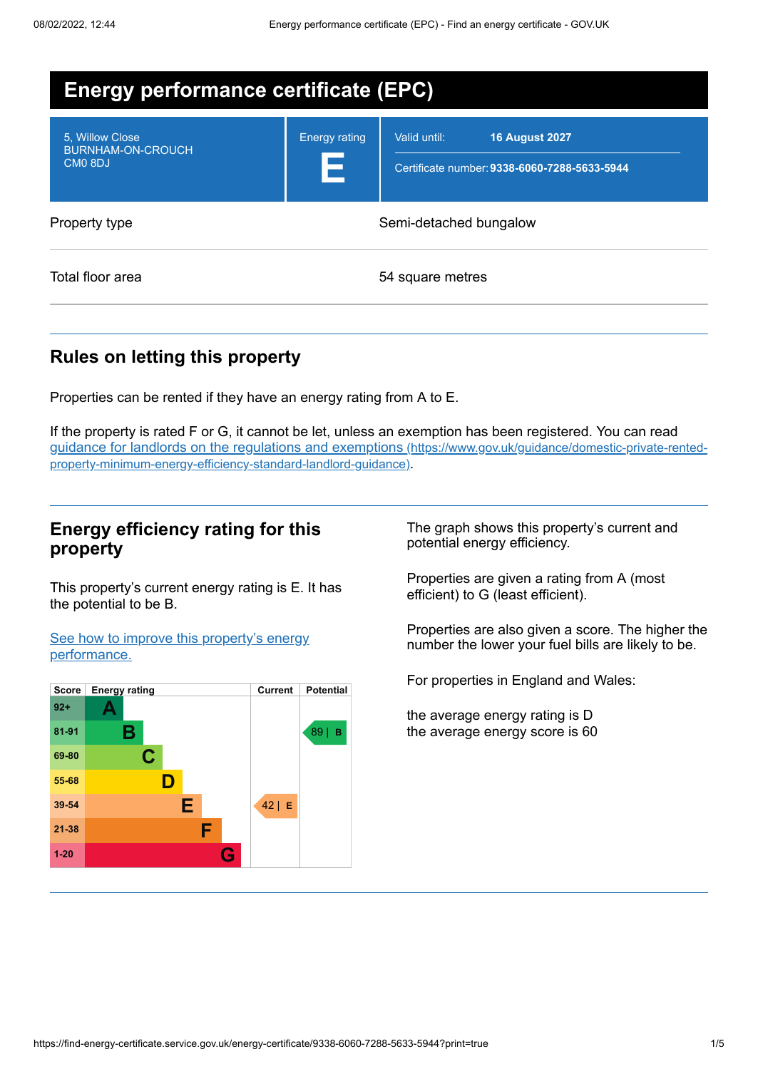# Energy performance certificate (EPC)

| 5, Willow Close<br>BURNHAM-ON-CROUCH<br>CM0 8DJ | Energy rating<br>**E** | Valid until: **16 August 2027**<br>Certificate number: **9338-6060-7288-5633-5944** |
|---|---|---|

| | |
|---|---|
| Property type | Semi-detached bungalow |
| Total floor area | 54 square metres |

## Rules on letting this property

Properties can be rented if they have an energy rating from A to E.

If the property is rated F or G, it cannot be let, unless an exemption has been registered. You can read [guidance for landlords on the regulations and exemptions (https://www.gov.uk/guidance/domestic-private-rented-property-minimum-energy-efficiency-standard-landlord-guidance)](https://www.gov.uk/guidance/domestic-private-rented-property-minimum-energy-efficiency-standard-landlord-guidance).

## Energy efficiency rating for this property

This property's current energy rating is E. It has the potential to be B.

[See how to improve this property's energy performance.]()

| Score | Energy rating | Current | Potential |
|---|---|---|---|
| 92+ | A | | |
| 81-91 | B | | 89 \| B |
| 69-80 | C | | |
| 55-68 | D | | |
| 39-54 | E | 42 \| E | |
| 21-38 | F | | |
| 1-20 | G | | |

The graph shows this property's current and potential energy efficiency.

Properties are given a rating from A (most efficient) to G (least efficient).

Properties are also given a score. The higher the number the lower your fuel bills are likely to be.

For properties in England and Wales:

the average energy rating is D
the average energy score is 60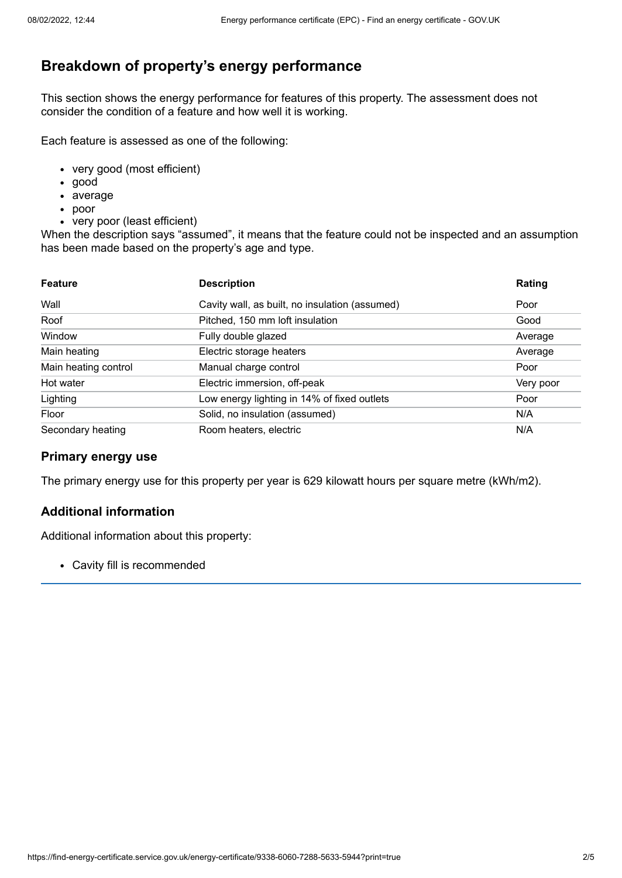## Breakdown of property's energy performance

This section shows the energy performance for features of this property. The assessment does not consider the condition of a feature and how well it is working.

Each feature is assessed as one of the following:

- very good (most efficient)
- good
- average
- poor
- very poor (least efficient)

When the description says "assumed", it means that the feature could not be inspected and an assumption has been made based on the property's age and type.

| Feature | Description | Rating |
|---|---|---|
| Wall | Cavity wall, as built, no insulation (assumed) | Poor |
| Roof | Pitched, 150 mm loft insulation | Good |
| Window | Fully double glazed | Average |
| Main heating | Electric storage heaters | Average |
| Main heating control | Manual charge control | Poor |
| Hot water | Electric immersion, off-peak | Very poor |
| Lighting | Low energy lighting in 14% of fixed outlets | Poor |
| Floor | Solid, no insulation (assumed) | N/A |
| Secondary heating | Room heaters, electric | N/A |

### Primary energy use

The primary energy use for this property per year is 629 kilowatt hours per square metre (kWh/m2).

### Additional information

Additional information about this property:

- Cavity fill is recommended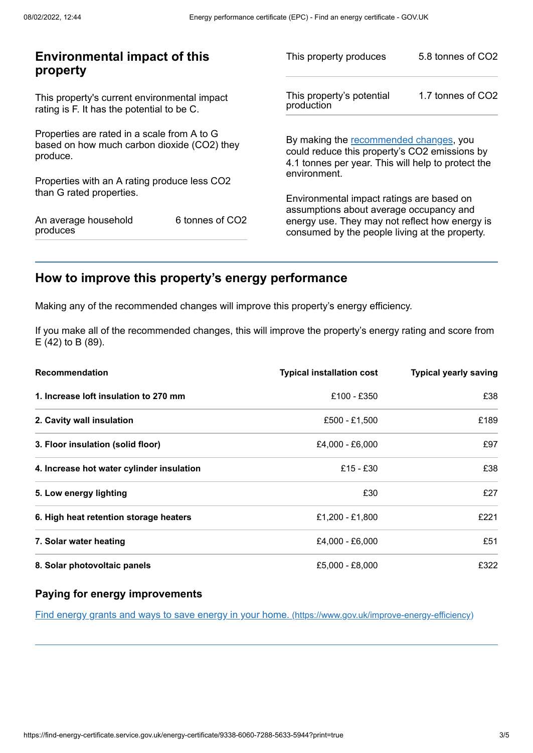## Environmental impact of this property

This property's current environmental impact rating is F. It has the potential to be C.

Properties are rated in a scale from A to G based on how much carbon dioxide ($CO_2$) they produce.

Properties with an A rating produce less $CO_2$ than G rated properties.

| | |
|---|---|
| An average household produces | 6 tonnes of $CO_2$ |

| | |
|---|---|
| This property produces | 5.8 tonnes of $CO_2$ |
| This property's potential production | 1.7 tonnes of $CO_2$ |

By making the recommended changes, you could reduce this property's $CO_2$ emissions by 4.1 tonnes per year. This will help to protect the environment.

Environmental impact ratings are based on assumptions about average occupancy and energy use. They may not reflect how energy is consumed by the people living at the property.

## How to improve this property's energy performance

Making any of the recommended changes will improve this property's energy efficiency.

If you make all of the recommended changes, this will improve the property's energy rating and score from E (42) to B (89).

| Recommendation | Typical installation cost | Typical yearly saving |
|---|---|---|
| **1. Increase loft insulation to 270 mm** | £100 - £350 | £38 |
| **2. Cavity wall insulation** | £500 - £1,500 | £189 |
| **3. Floor insulation (solid floor)** | £4,000 - £6,000 | £97 |
| **4. Increase hot water cylinder insulation** | £15 - £30 | £38 |
| **5. Low energy lighting** | £30 | £27 |
| **6. High heat retention storage heaters** | £1,200 - £1,800 | £221 |
| **7. Solar water heating** | £4,000 - £6,000 | £51 |
| **8. Solar photovoltaic panels** | £5,000 - £8,000 | £322 |

### Paying for energy improvements

[Find energy grants and ways to save energy in your home. (https://www.gov.uk/improve-energy-efficiency)](https://www.gov.uk/improve-energy-efficiency)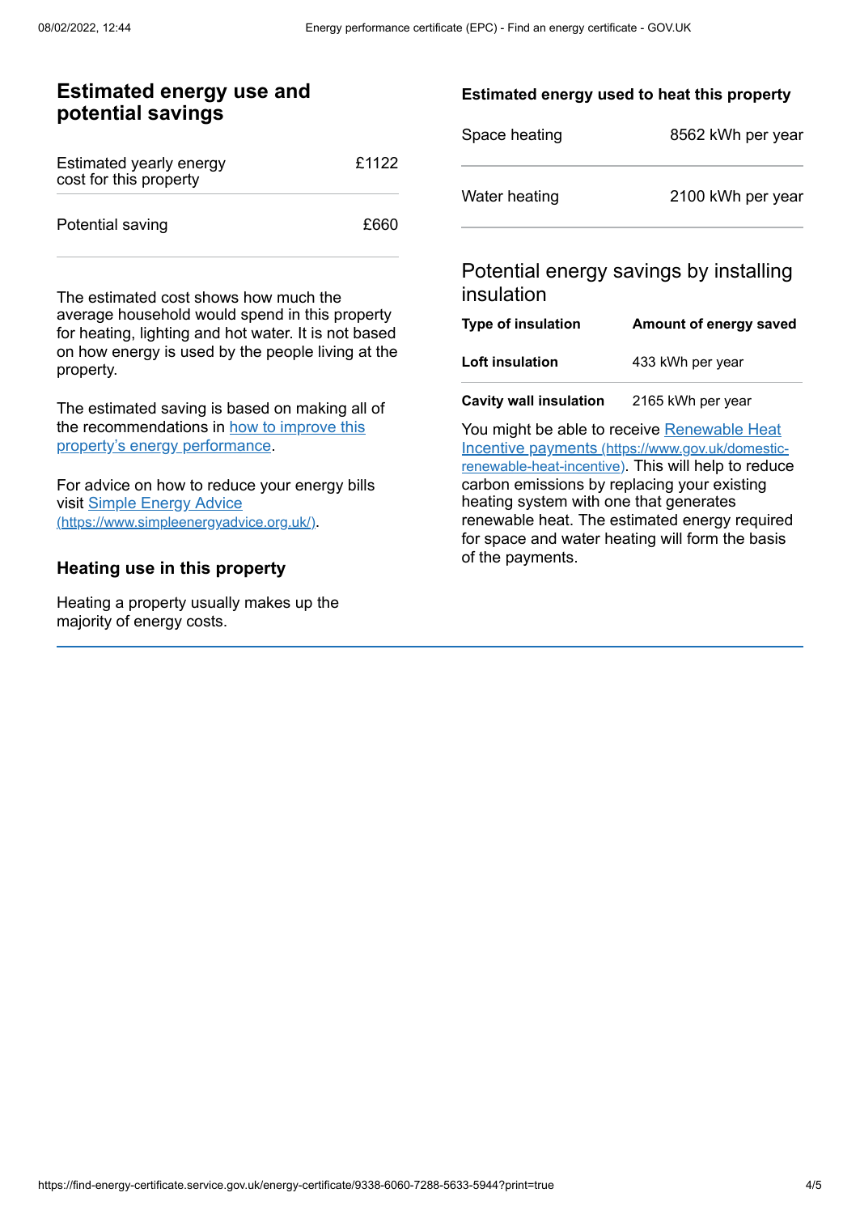## Estimated energy use and potential savings

| | |
|---|---|
| Estimated yearly energy cost for this property | £1122 |
| Potential saving | £660 |

The estimated cost shows how much the average household would spend in this property for heating, lighting and hot water. It is not based on how energy is used by the people living at the property.

The estimated saving is based on making all of the recommendations in [how to improve this property's energy performance](#).

For advice on how to reduce your energy bills visit [Simple Energy Advice (https://www.simpleenergyadvice.org.uk/)](https://www.simpleenergyadvice.org.uk/).

### Heating use in this property

Heating a property usually makes up the majority of energy costs.

### Estimated energy used to heat this property

| | |
|---|---|
| Space heating | 8562 kWh per year |
| Water heating | 2100 kWh per year |

### Potential energy savings by installing insulation

| Type of insulation | Amount of energy saved |
|---|---|
| **Loft insulation** | 433 kWh per year |
| **Cavity wall insulation** | 2165 kWh per year |

You might be able to receive [Renewable Heat Incentive payments (https://www.gov.uk/domestic-renewable-heat-incentive)](https://www.gov.uk/domestic-renewable-heat-incentive). This will help to reduce carbon emissions by replacing your existing heating system with one that generates renewable heat. The estimated energy required for space and water heating will form the basis of the payments.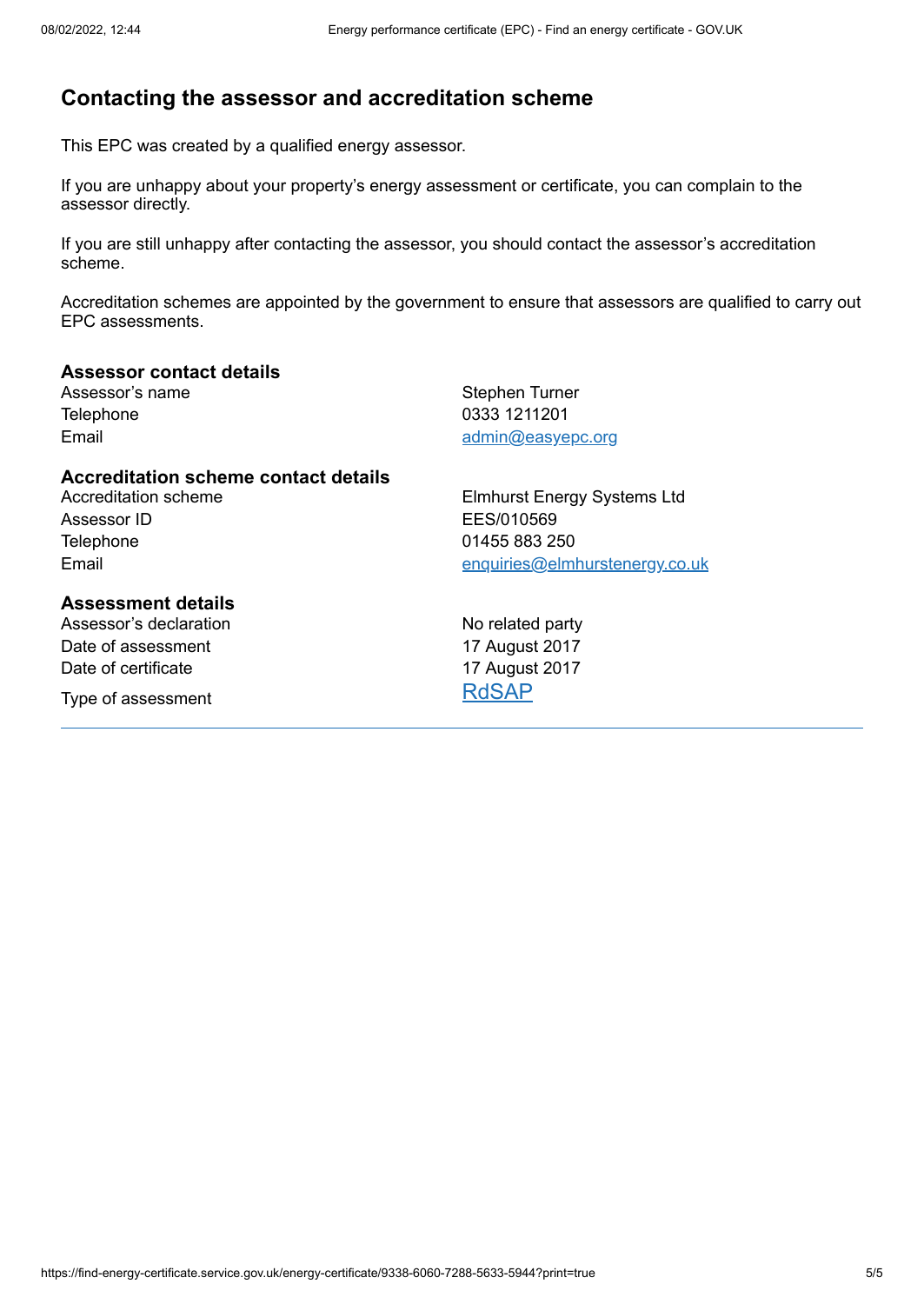## Contacting the assessor and accreditation scheme

This EPC was created by a qualified energy assessor.

If you are unhappy about your property's energy assessment or certificate, you can complain to the assessor directly.

If you are still unhappy after contacting the assessor, you should contact the assessor's accreditation scheme.

Accreditation schemes are appointed by the government to ensure that assessors are qualified to carry out EPC assessments.

### Assessor contact details

| | |
|---|---|
| Assessor's name | Stephen Turner |
| Telephone | 0333 1211201 |
| Email | admin@easyepc.org |

### Accreditation scheme contact details

| | |
|---|---|
| Accreditation scheme | Elmhurst Energy Systems Ltd |
| Assessor ID | EES/010569 |
| Telephone | 01455 883 250 |
| Email | enquiries@elmhurstenergy.co.uk |

### Assessment details

| | |
|---|---|
| Assessor's declaration | No related party |
| Date of assessment | 17 August 2017 |
| Date of certificate | 17 August 2017 |
| Type of assessment | RdSAP |